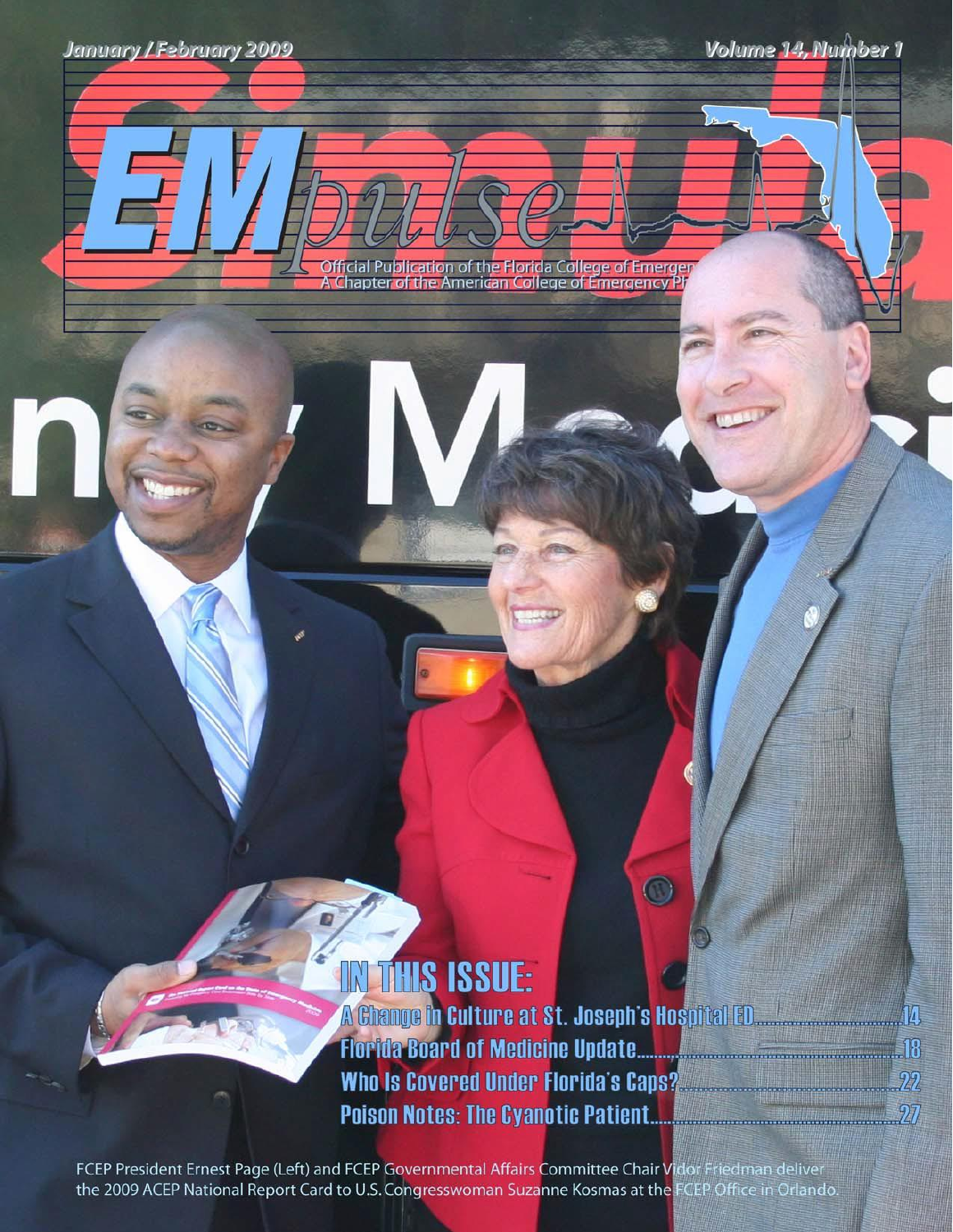January / February 2009

Volume 14, Number 1

# EMpulse

Official Publication of the Florida College of Emergency Physicians
A Chapter of the American College of Emergency Physicians

## IN THIS ISSUE:

- A Change in Culture at St. Joseph's Hospital ED.......14
- Florida Board of Medicine Update.......18
- Who Is Covered Under Florida's Caps?.......22
- Poison Notes: The Cyanotic Patient.......27

FCEP President Ernest Page (Left) and FCEP Governmental Affairs Committee Chair Vidor Friedman deliver the 2009 ACEP National Report Card to U.S. Congresswoman Suzanne Kosmas at the FCEP Office in Orlando.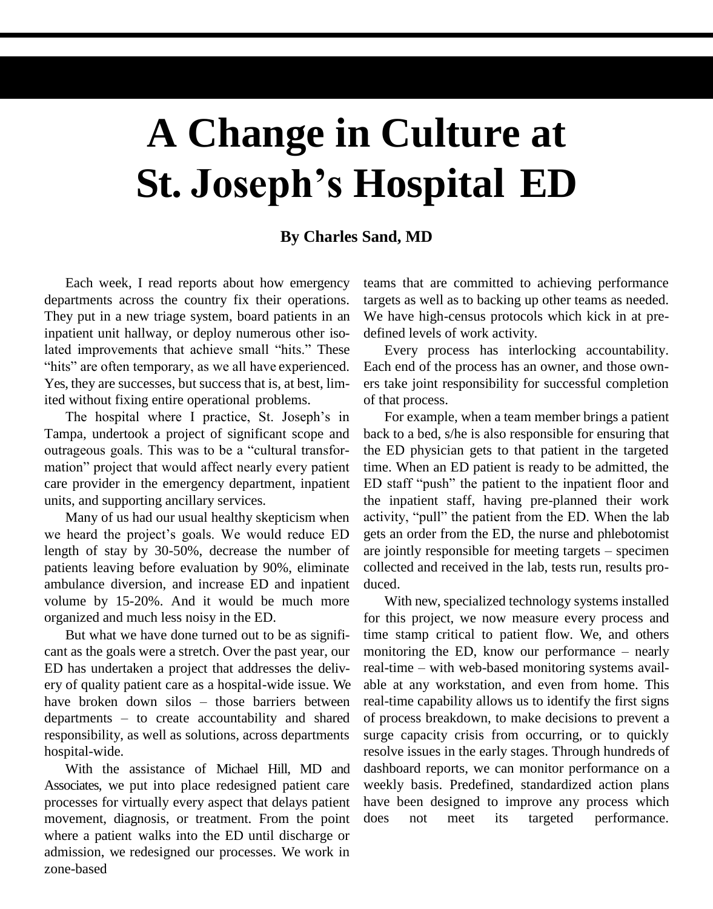# A Change in Culture at St. Joseph's Hospital ED

**By Charles Sand, MD**

Each week, I read reports about how emergency departments across the country fix their operations. They put in a new triage system, board patients in an inpatient unit hallway, or deploy numerous other isolated improvements that achieve small "hits." These "hits" are often temporary, as we all have experienced. Yes, they are successes, but success that is, at best, limited without fixing entire operational problems.

The hospital where I practice, St. Joseph's in Tampa, undertook a project of significant scope and outrageous goals. This was to be a "cultural transformation" project that would affect nearly every patient care provider in the emergency department, inpatient units, and supporting ancillary services.

Many of us had our usual healthy skepticism when we heard the project's goals. We would reduce ED length of stay by 30-50%, decrease the number of patients leaving before evaluation by 90%, eliminate ambulance diversion, and increase ED and inpatient volume by 15-20%. And it would be much more organized and much less noisy in the ED.

But what we have done turned out to be as significant as the goals were a stretch. Over the past year, our ED has undertaken a project that addresses the delivery of quality patient care as a hospital-wide issue. We have broken down silos – those barriers between departments – to create accountability and shared responsibility, as well as solutions, across departments hospital-wide.

With the assistance of Michael Hill, MD and Associates, we put into place redesigned patient care processes for virtually every aspect that delays patient movement, diagnosis, or treatment. From the point where a patient walks into the ED until discharge or admission, we redesigned our processes. We work in zone-based teams that are committed to achieving performance targets as well as to backing up other teams as needed. We have high-census protocols which kick in at predefined levels of work activity.

Every process has interlocking accountability. Each end of the process has an owner, and those owners take joint responsibility for successful completion of that process.

For example, when a team member brings a patient back to a bed, s/he is also responsible for ensuring that the ED physician gets to that patient in the targeted time. When an ED patient is ready to be admitted, the ED staff "push" the patient to the inpatient floor and the inpatient staff, having pre-planned their work activity, "pull" the patient from the ED. When the lab gets an order from the ED, the nurse and phlebotomist are jointly responsible for meeting targets – specimen collected and received in the lab, tests run, results produced.

With new, specialized technology systems installed for this project, we now measure every process and time stamp critical to patient flow. We, and others monitoring the ED, know our performance – nearly real-time – with web-based monitoring systems available at any workstation, and even from home. This real-time capability allows us to identify the first signs of process breakdown, to make decisions to prevent a surge capacity crisis from occurring, or to quickly resolve issues in the early stages. Through hundreds of dashboard reports, we can monitor performance on a weekly basis. Predefined, standardized action plans have been designed to improve any process which does not meet its targeted performance.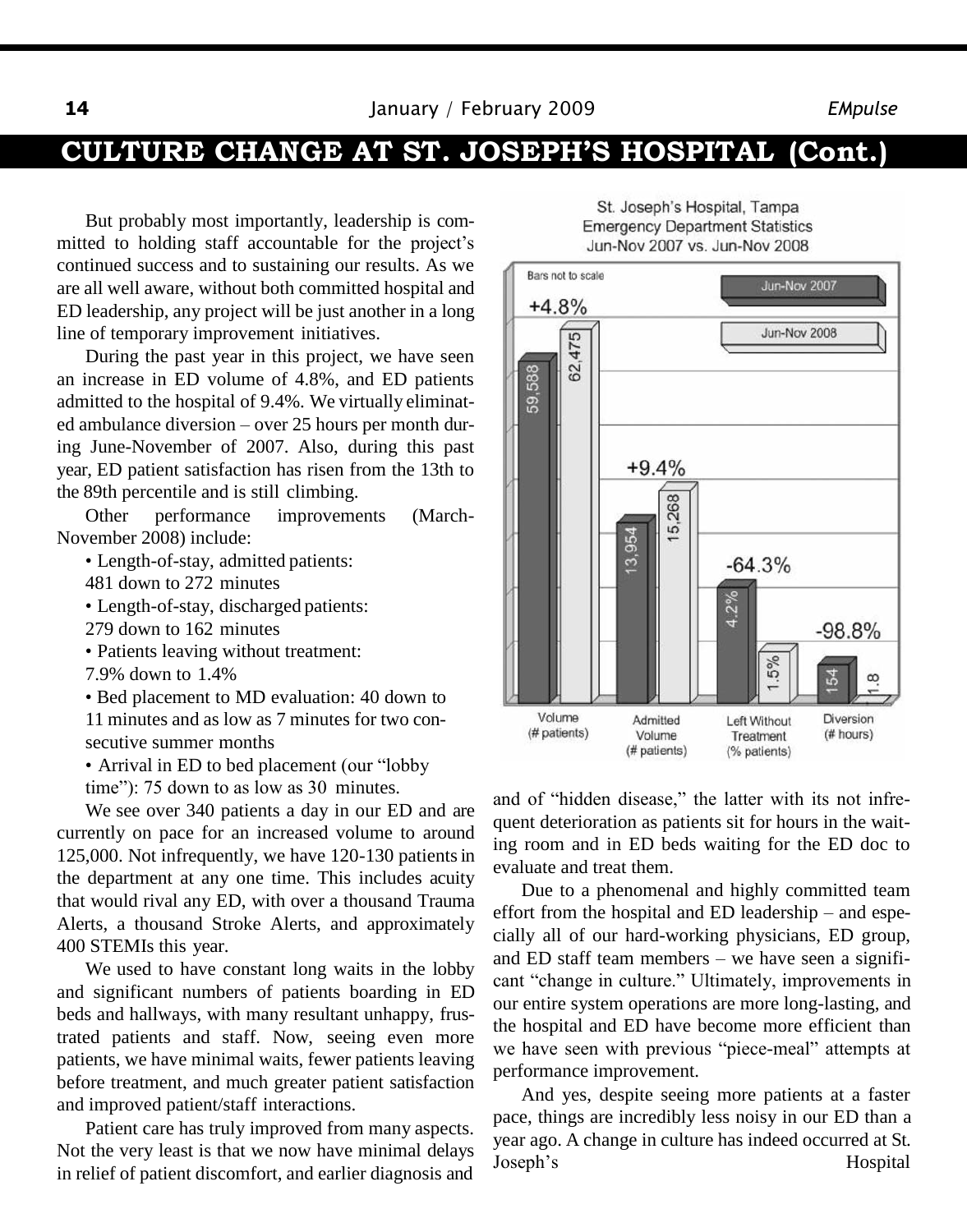# CULTURE CHANGE AT ST. JOSEPH'S HOSPITAL (Cont.)

But probably most importantly, leadership is committed to holding staff accountable for the project's continued success and to sustaining our results. As we are all well aware, without both committed hospital and ED leadership, any project will be just another in a long line of temporary improvement initiatives.

During the past year in this project, we have seen an increase in ED volume of 4.8%, and ED patients admitted to the hospital of 9.4%. We virtually eliminated ambulance diversion – over 25 hours per month during June-November of 2007. Also, during this past year, ED patient satisfaction has risen from the 13th to the 89th percentile and is still climbing.

Other performance improvements (March-November 2008) include:

- Length-of-stay, admitted patients: 481 down to 272 minutes
- Length-of-stay, discharged patients: 279 down to 162 minutes
- Patients leaving without treatment: 7.9% down to 1.4%
- Bed placement to MD evaluation: 40 down to 11 minutes and as low as 7 minutes for two consecutive summer months
- Arrival in ED to bed placement (our "lobby time"): 75 down to as low as 30 minutes.

We see over 340 patients a day in our ED and are currently on pace for an increased volume to around 125,000. Not infrequently, we have 120-130 patients in the department at any one time. This includes acuity that would rival any ED, with over a thousand Trauma Alerts, a thousand Stroke Alerts, and approximately 400 STEMIs this year.

We used to have constant long waits in the lobby and significant numbers of patients boarding in ED beds and hallways, with many resultant unhappy, frustrated patients and staff. Now, seeing even more patients, we have minimal waits, fewer patients leaving before treatment, and much greater patient satisfaction and improved patient/staff interactions.

Patient care has truly improved from many aspects. Not the very least is that we now have minimal delays in relief of patient discomfort, and earlier diagnosis and and of "hidden disease," the latter with its not infrequent deterioration as patients sit for hours in the waiting room and in ED beds waiting for the ED doc to evaluate and treat them.

St. Joseph's Hospital, Tampa
Emergency Department Statistics
Jun-Nov 2007 vs. Jun-Nov 2008

Bars not to scale

Jun-Nov 2007
Jun-Nov 2008

+4.8%
59,588
62,475
Volume (# patients)

+9.4%
13,954
15,268
Admitted Volume (# patients)

-64.3%
4.2%
1.5%
Left Without Treatment (% patients)

-98.8%
154
1.8
Diversion (# hours)

Due to a phenomenal and highly committed team effort from the hospital and ED leadership – and especially all of our hard-working physicians, ED group, and ED staff team members – we have seen a significant "change in culture." Ultimately, improvements in our entire system operations are more long-lasting, and the hospital and ED have become more efficient than we have seen with previous "piece-meal" attempts at performance improvement.

And yes, despite seeing more patients at a faster pace, things are incredibly less noisy in our ED than a year ago. A change in culture has indeed occurred at St. Joseph's Hospital